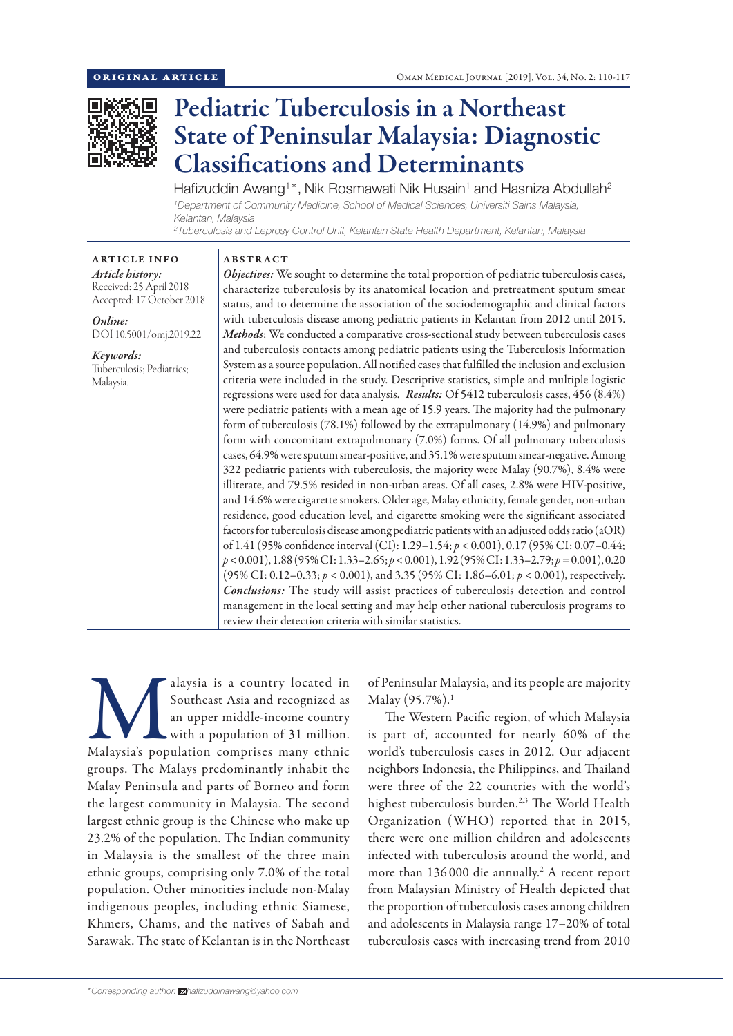ORIGINAL ARTICLE

# Pediatric Tuberculosis in a Northeast State of Peninsular Malaysia: Diagnostic Classifications and Determinants

Hafizuddin Awang[1]*, Nik Rosmawati Nik Husain[1] and Hasniza Abdullah[2]

[1]Department of Community Medicine, School of Medical Sciences, Universiti Sains Malaysia, Kelantan, Malaysia

[2]Tuberculosis and Leprosy Control Unit, Kelantan State Health Department, Kelantan, Malaysia

**ARTICLE INFO**

*Article history:*
Received: 25 April 2018
Accepted: 17 October 2018

*Online:*
DOI 10.5001/omj.2019.22

*Keywords:*
Tuberculosis; Pediatrics; Malaysia.

**ABSTRACT**

***Objectives:*** We sought to determine the total proportion of pediatric tuberculosis cases, characterize tuberculosis by its anatomical location and pretreatment sputum smear status, and to determine the association of the sociodemographic and clinical factors with tuberculosis disease among pediatric patients in Kelantan from 2012 until 2015. ***Methods***: We conducted a comparative cross-sectional study between tuberculosis cases and tuberculosis contacts among pediatric patients using the Tuberculosis Information System as a source population. All notified cases that fulfilled the inclusion and exclusion criteria were included in the study. Descriptive statistics, simple and multiple logistic regressions were used for data analysis. ***Results:*** Of 5412 tuberculosis cases, 456 (8.4%) were pediatric patients with a mean age of 15.9 years. The majority had the pulmonary form of tuberculosis (78.1%) followed by the extrapulmonary (14.9%) and pulmonary form with concomitant extrapulmonary (7.0%) forms. Of all pulmonary tuberculosis cases, 64.9% were sputum smear-positive, and 35.1% were sputum smear-negative. Among 322 pediatric patients with tuberculosis, the majority were Malay (90.7%), 8.4% were illiterate, and 79.5% resided in non-urban areas. Of all cases, 2.8% were HIV-positive, and 14.6% were cigarette smokers. Older age, Malay ethnicity, female gender, non-urban residence, good education level, and cigarette smoking were the significant associated factors for tuberculosis disease among pediatric patients with an adjusted odds ratio (aOR) of 1.41 (95% confidence interval (CI): 1.29–1.54; $p < 0.001$), 0.17 (95% CI: 0.07–0.44; $p < 0.001$), 1.88 (95% CI: 1.33–2.65; $p < 0.001$), 1.92 (95% CI: 1.33–2.79; $p = 0.001$), 0.20 (95% CI: 0.12–0.33; $p < 0.001$), and 3.35 (95% CI: 1.86–6.01; $p < 0.001$), respectively. ***Conclusions:*** The study will assist practices of tuberculosis detection and control management in the local setting and may help other national tuberculosis programs to review their detection criteria with similar statistics.

Malaysia is a country located in Southeast Asia and recognized as an upper middle-income country with a population of 31 million. Malaysia's population comprises many ethnic groups. The Malays predominantly inhabit the Malay Peninsula and parts of Borneo and form the largest community in Malaysia. The second largest ethnic group is the Chinese who make up 23.2% of the population. The Indian community in Malaysia is the smallest of the three main ethnic groups, comprising only 7.0% of the total population. Other minorities include non-Malay indigenous peoples, including ethnic Siamese, Khmers, Chams, and the natives of Sabah and Sarawak. The state of Kelantan is in the Northeast of Peninsular Malaysia, and its people are majority Malay (95.7%).[1]

The Western Pacific region, of which Malaysia is part of, accounted for nearly 60% of the world's tuberculosis cases in 2012. Our adjacent neighbors Indonesia, the Philippines, and Thailand were three of the 22 countries with the world's highest tuberculosis burden.[2,3] The World Health Organization (WHO) reported that in 2015, there were one million children and adolescents infected with tuberculosis around the world, and more than 136 000 die annually.[2] A recent report from Malaysian Ministry of Health depicted that the proportion of tuberculosis cases among children and adolescents in Malaysia range 17–20% of total tuberculosis cases with increasing trend from 2010

*Corresponding author: hafizuddinawang@yahoo.com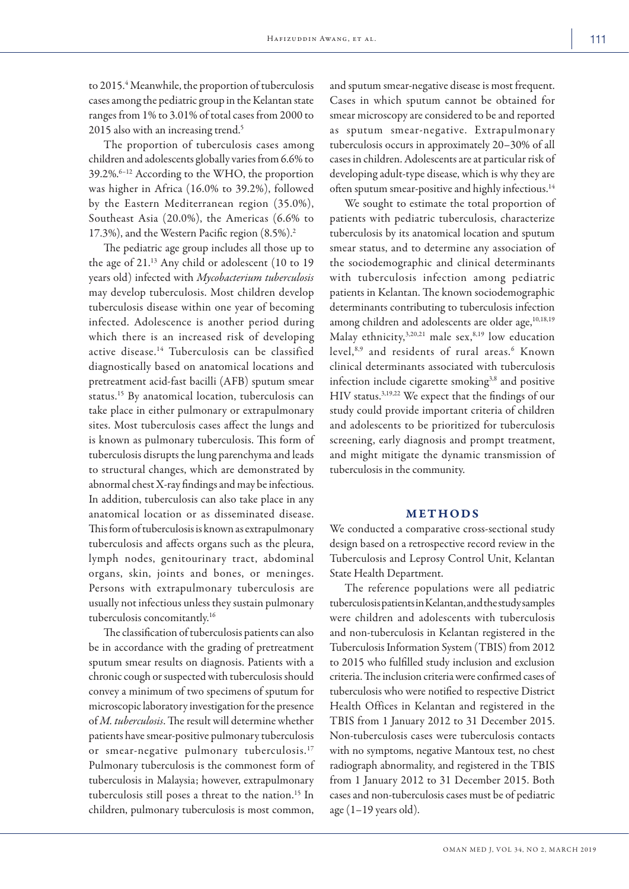to 2015.[4] Meanwhile, the proportion of tuberculosis cases among the pediatric group in the Kelantan state ranges from 1% to 3.01% of total cases from 2000 to 2015 also with an increasing trend.[5]

The proportion of tuberculosis cases among children and adolescents globally varies from 6.6% to 39.2%.[6–12] According to the WHO, the proportion was higher in Africa (16.0% to 39.2%), followed by the Eastern Mediterranean region (35.0%), Southeast Asia (20.0%), the Americas (6.6% to 17.3%), and the Western Pacific region (8.5%).[2]

The pediatric age group includes all those up to the age of 21.[13] Any child or adolescent (10 to 19 years old) infected with *Mycobacterium tuberculosis* may develop tuberculosis. Most children develop tuberculosis disease within one year of becoming infected. Adolescence is another period during which there is an increased risk of developing active disease.[14] Tuberculosis can be classified diagnostically based on anatomical locations and pretreatment acid-fast bacilli (AFB) sputum smear status.[15] By anatomical location, tuberculosis can take place in either pulmonary or extrapulmonary sites. Most tuberculosis cases affect the lungs and is known as pulmonary tuberculosis. This form of tuberculosis disrupts the lung parenchyma and leads to structural changes, which are demonstrated by abnormal chest X-ray findings and may be infectious. In addition, tuberculosis can also take place in any anatomical location or as disseminated disease. This form of tuberculosis is known as extrapulmonary tuberculosis and affects organs such as the pleura, lymph nodes, genitourinary tract, abdominal organs, skin, joints and bones, or meninges. Persons with extrapulmonary tuberculosis are usually not infectious unless they sustain pulmonary tuberculosis concomitantly.[16]

The classification of tuberculosis patients can also be in accordance with the grading of pretreatment sputum smear results on diagnosis. Patients with a chronic cough or suspected with tuberculosis should convey a minimum of two specimens of sputum for microscopic laboratory investigation for the presence of *M. tuberculosis*. The result will determine whether patients have smear-positive pulmonary tuberculosis or smear-negative pulmonary tuberculosis.[17] Pulmonary tuberculosis is the commonest form of tuberculosis in Malaysia; however, extrapulmonary tuberculosis still poses a threat to the nation.[15] In children, pulmonary tuberculosis is most common, and sputum smear-negative disease is most frequent. Cases in which sputum cannot be obtained for smear microscopy are considered to be and reported as sputum smear-negative. Extrapulmonary tuberculosis occurs in approximately 20–30% of all cases in children. Adolescents are at particular risk of developing adult-type disease, which is why they are often sputum smear-positive and highly infectious.[14]

We sought to estimate the total proportion of patients with pediatric tuberculosis, characterize tuberculosis by its anatomical location and sputum smear status, and to determine any association of the sociodemographic and clinical determinants with tuberculosis infection among pediatric patients in Kelantan. The known sociodemographic determinants contributing to tuberculosis infection among children and adolescents are older age,[10,18,19] Malay ethnicity,[3,20,21] male sex,[8,19] low education level,[8,9] and residents of rural areas.[6] Known clinical determinants associated with tuberculosis infection include cigarette smoking[3,8] and positive HIV status.[3,19,22] We expect that the findings of our study could provide important criteria of children and adolescents to be prioritized for tuberculosis screening, early diagnosis and prompt treatment, and might mitigate the dynamic transmission of tuberculosis in the community.

## METHODS

We conducted a comparative cross-sectional study design based on a retrospective record review in the Tuberculosis and Leprosy Control Unit, Kelantan State Health Department.

The reference populations were all pediatric tuberculosis patients in Kelantan, and the study samples were children and adolescents with tuberculosis and non-tuberculosis in Kelantan registered in the Tuberculosis Information System (TBIS) from 2012 to 2015 who fulfilled study inclusion and exclusion criteria. The inclusion criteria were confirmed cases of tuberculosis who were notified to respective District Health Offices in Kelantan and registered in the TBIS from 1 January 2012 to 31 December 2015. Non-tuberculosis cases were tuberculosis contacts with no symptoms, negative Mantoux test, no chest radiograph abnormality, and registered in the TBIS from 1 January 2012 to 31 December 2015. Both cases and non-tuberculosis cases must be of pediatric age (1–19 years old).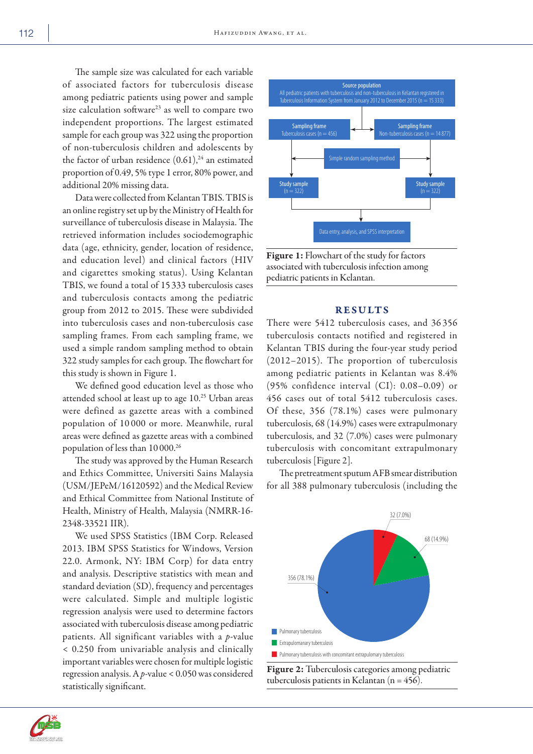The sample size was calculated for each variable of associated factors for tuberculosis disease among pediatric patients using power and sample size calculation software[23] as well to compare two independent proportions. The largest estimated sample for each group was 322 using the proportion of non-tuberculosis children and adolescents by the factor of urban residence (0.61),[24] an estimated proportion of 0.49, 5% type 1 error, 80% power, and additional 20% missing data.

Data were collected from Kelantan TBIS. TBIS is an online registry set up by the Ministry of Health for surveillance of tuberculosis disease in Malaysia. The retrieved information includes sociodemographic data (age, ethnicity, gender, location of residence, and education level) and clinical factors (HIV and cigarettes smoking status). Using Kelantan TBIS, we found a total of 15 333 tuberculosis cases and tuberculosis contacts among the pediatric group from 2012 to 2015. These were subdivided into tuberculosis cases and non-tuberculosis case sampling frames. From each sampling frame, we used a simple random sampling method to obtain 322 study samples for each group. The flowchart for this study is shown in Figure 1.

We defined good education level as those who attended school at least up to age 10.[25] Urban areas were defined as gazette areas with a combined population of 10 000 or more. Meanwhile, rural areas were defined as gazette areas with a combined population of less than 10 000.[26]

The study was approved by the Human Research and Ethics Committee, Universiti Sains Malaysia (USM/JEPeM/16120592) and the Medical Review and Ethical Committee from National Institute of Health, Ministry of Health, Malaysia (NMRR-16-2348-33521 IIR).

We used SPSS Statistics (IBM Corp. Released 2013. IBM SPSS Statistics for Windows, Version 22.0. Armonk, NY: IBM Corp) for data entry and analysis. Descriptive statistics with mean and standard deviation (SD), frequency and percentages were calculated. Simple and multiple logistic regression analysis were used to determine factors associated with tuberculosis disease among pediatric patients. All significant variables with a $p$-value < 0.250 from univariable analysis and clinically important variables were chosen for multiple logistic regression analysis. A $p$-value < 0.050 was considered statistically significant.

Source population: All pediatric patients with tuberculosis and non-tuberculosis in Kelantan registered in Tuberculosis Information System from January 2012 to December 2015 (n = 15 333)

Sampling frame: Tuberculosis cases (n = 456) | Sampling frame: Non-tuberculosis cases (n = 14 877)

Simple random sampling method

Study sample (n = 322) | Study sample (n = 322)

Data entry, analysis, and SPSS interpretation

**Figure 1:** Flowchart of the study for factors associated with tuberculosis infection among pediatric patients in Kelantan.

## RESULTS

There were 5412 tuberculosis cases, and 36 356 tuberculosis contacts notified and registered in Kelantan TBIS during the four-year study period (2012–2015). The proportion of tuberculosis among pediatric patients in Kelantan was 8.4% (95% confidence interval (CI): 0.08–0.09) or 456 cases out of total 5412 tuberculosis cases. Of these, 356 (78.1%) cases were pulmonary tuberculosis, 68 (14.9%) cases were extrapulmonary tuberculosis, and 32 (7.0%) cases were pulmonary tuberculosis with concomitant extrapulmonary tuberculosis [Figure 2].

The pretreatment sputum AFB smear distribution for all 388 pulmonary tuberculosis (including the

**Figure 2:** Tuberculosis categories among pediatric tuberculosis patients in Kelantan (n = 456).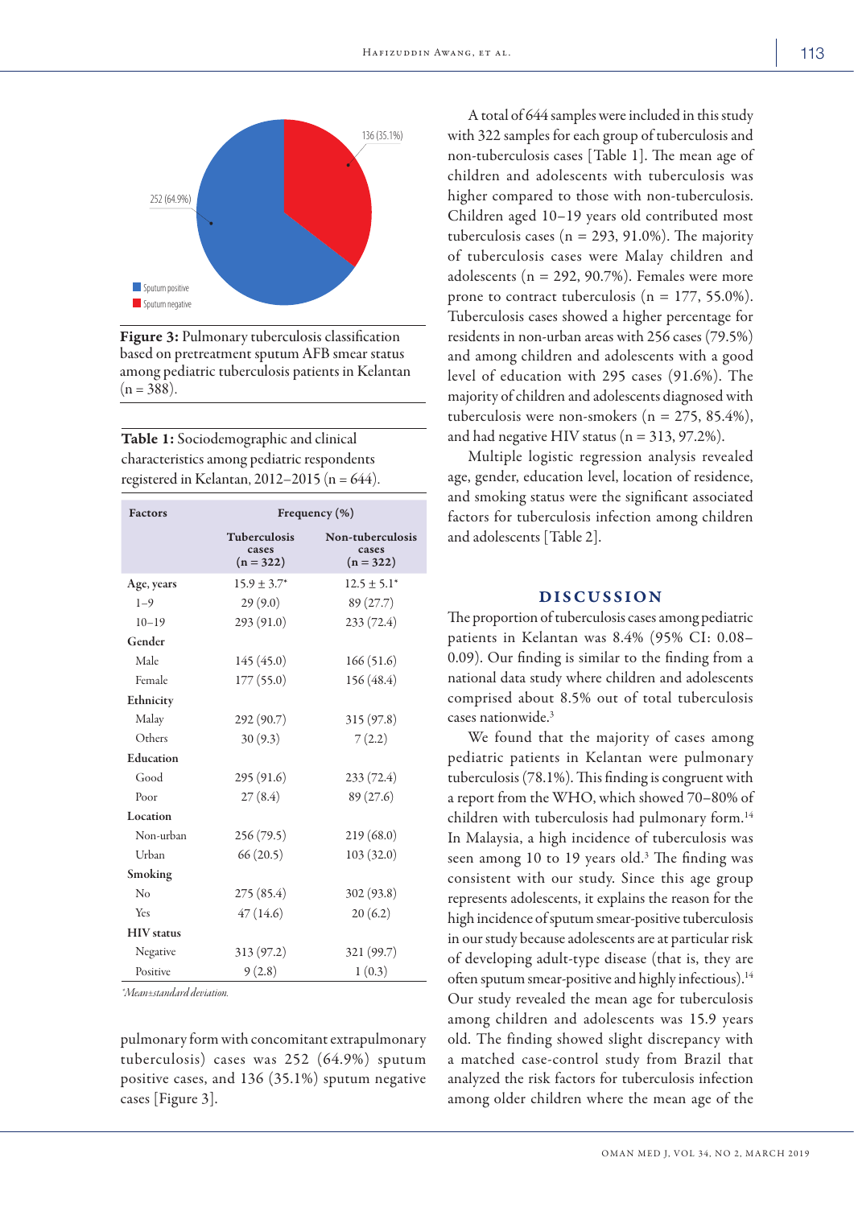Figure 3: Pulmonary tuberculosis classification based on pretreatment sputum AFB smear status among pediatric tuberculosis patients in Kelantan (n = 388).

**Table 1:** Sociodemographic and clinical characteristics among pediatric respondents registered in Kelantan, 2012–2015 (n = 644).

| Factors | Frequency (%) | |
|---|---|---|
| | Tuberculosis cases (n = 322) | Non-tuberculosis cases (n = 322) |
| **Age, years** | 15.9 ± 3.7* | 12.5 ± 5.1* |
| 1–9 | 29 (9.0) | 89 (27.7) |
| 10–19 | 293 (91.0) | 233 (72.4) |
| **Gender** | | |
| Male | 145 (45.0) | 166 (51.6) |
| Female | 177 (55.0) | 156 (48.4) |
| **Ethnicity** | | |
| Malay | 292 (90.7) | 315 (97.8) |
| Others | 30 (9.3) | 7 (2.2) |
| **Education** | | |
| Good | 295 (91.6) | 233 (72.4) |
| Poor | 27 (8.4) | 89 (27.6) |
| **Location** | | |
| Non-urban | 256 (79.5) | 219 (68.0) |
| Urban | 66 (20.5) | 103 (32.0) |
| **Smoking** | | |
| No | 275 (85.4) | 302 (93.8) |
| Yes | 47 (14.6) | 20 (6.2) |
| **HIV status** | | |
| Negative | 313 (97.2) | 321 (99.7) |
| Positive | 9 (2.8) | 1 (0.3) |

*\*Mean±standard deviation.*

pulmonary form with concomitant extrapulmonary tuberculosis) cases was 252 (64.9%) sputum positive cases, and 136 (35.1%) sputum negative cases [Figure 3].

A total of 644 samples were included in this study with 322 samples for each group of tuberculosis and non-tuberculosis cases [Table 1]. The mean age of children and adolescents with tuberculosis was higher compared to those with non-tuberculosis. Children aged 10–19 years old contributed most tuberculosis cases (n = 293, 91.0%). The majority of tuberculosis cases were Malay children and adolescents (n = 292, 90.7%). Females were more prone to contract tuberculosis (n = 177, 55.0%). Tuberculosis cases showed a higher percentage for residents in non-urban areas with 256 cases (79.5%) and among children and adolescents with a good level of education with 295 cases (91.6%). The majority of children and adolescents diagnosed with tuberculosis were non-smokers (n = 275, 85.4%), and had negative HIV status (n = 313, 97.2%).

Multiple logistic regression analysis revealed age, gender, education level, location of residence, and smoking status were the significant associated factors for tuberculosis infection among children and adolescents [Table 2].

## DISCUSSION

The proportion of tuberculosis cases among pediatric patients in Kelantan was 8.4% (95% CI: 0.08–0.09). Our finding is similar to the finding from a national data study where children and adolescents comprised about 8.5% out of total tuberculosis cases nationwide.[3]

We found that the majority of cases among pediatric patients in Kelantan were pulmonary tuberculosis (78.1%). This finding is congruent with a report from the WHO, which showed 70–80% of children with tuberculosis had pulmonary form.[14] In Malaysia, a high incidence of tuberculosis was seen among 10 to 19 years old.[3] The finding was consistent with our study. Since this age group represents adolescents, it explains the reason for the high incidence of sputum smear-positive tuberculosis in our study because adolescents are at particular risk of developing adult-type disease (that is, they are often sputum smear-positive and highly infectious).[14] Our study revealed the mean age for tuberculosis among children and adolescents was 15.9 years old. The finding showed slight discrepancy with a matched case-control study from Brazil that analyzed the risk factors for tuberculosis infection among older children where the mean age of the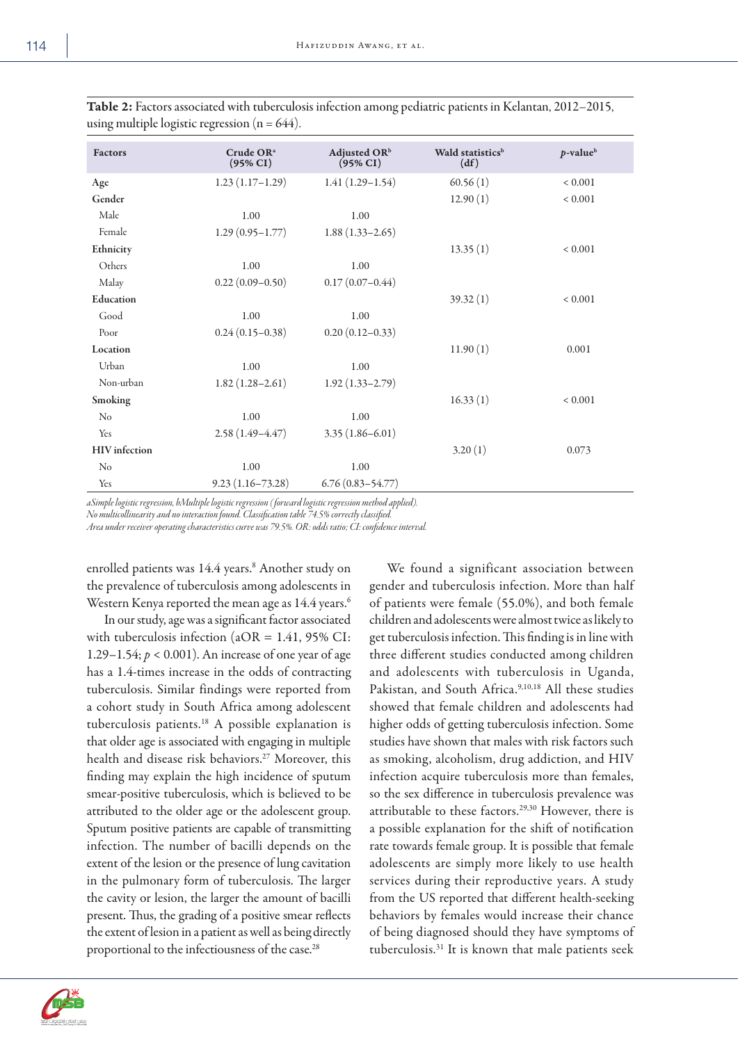**Table 2:** Factors associated with tuberculosis infection among pediatric patients in Kelantan, 2012–2015, using multiple logistic regression (n = 644).

| Factors | Crude OR[a] (95% CI) | Adjusted OR[b] (95% CI) | Wald statistics[b] (df) | *p*-value[b] |
|---|---|---|---|---|
| **Age** | 1.23 (1.17–1.29) | 1.41 (1.29–1.54) | 60.56 (1) | < 0.001 |
| **Gender** | | | 12.90 (1) | < 0.001 |
| Male | 1.00 | 1.00 | | |
| Female | 1.29 (0.95–1.77) | 1.88 (1.33–2.65) | | |
| **Ethnicity** | | | 13.35 (1) | < 0.001 |
| Others | 1.00 | 1.00 | | |
| Malay | 0.22 (0.09–0.50) | 0.17 (0.07–0.44) | | |
| **Education** | | | 39.32 (1) | < 0.001 |
| Good | 1.00 | 1.00 | | |
| Poor | 0.24 (0.15–0.38) | 0.20 (0.12–0.33) | | |
| **Location** | | | 11.90 (1) | 0.001 |
| Urban | 1.00 | 1.00 | | |
| Non-urban | 1.82 (1.28–2.61) | 1.92 (1.33–2.79) | | |
| **Smoking** | | | 16.33 (1) | < 0.001 |
| No | 1.00 | 1.00 | | |
| Yes | 2.58 (1.49–4.47) | 3.35 (1.86–6.01) | | |
| **HIV infection** | | | 3.20 (1) | 0.073 |
| No | 1.00 | 1.00 | | |
| Yes | 9.23 (1.16–73.28) | 6.76 (0.83–54.77) | | |

*aSimple logistic regression, bMultiple logistic regression (forward logistic regression method applied). No multicollinearity and no interaction found. Classification table 74.5% correctly classified. Area under receiver operating characteristics curve was 79.5%. OR: odds ratio; CI: confidence interval.*

enrolled patients was 14.4 years.[8] Another study on the prevalence of tuberculosis among adolescents in Western Kenya reported the mean age as 14.4 years.[6]

In our study, age was a significant factor associated with tuberculosis infection (aOR = 1.41, 95% CI: 1.29–1.54; $p < 0.001$). An increase of one year of age has a 1.4-times increase in the odds of contracting tuberculosis. Similar findings were reported from a cohort study in South Africa among adolescent tuberculosis patients.[18] A possible explanation is that older age is associated with engaging in multiple health and disease risk behaviors.[27] Moreover, this finding may explain the high incidence of sputum smear-positive tuberculosis, which is believed to be attributed to the older age or the adolescent group. Sputum positive patients are capable of transmitting infection. The number of bacilli depends on the extent of the lesion or the presence of lung cavitation in the pulmonary form of tuberculosis. The larger the cavity or lesion, the larger the amount of bacilli present. Thus, the grading of a positive smear reflects the extent of lesion in a patient as well as being directly proportional to the infectiousness of the case.[28]

We found a significant association between gender and tuberculosis infection. More than half of patients were female (55.0%), and both female children and adolescents were almost twice as likely to get tuberculosis infection. This finding is in line with three different studies conducted among children and adolescents with tuberculosis in Uganda, Pakistan, and South Africa.[9,10,18] All these studies showed that female children and adolescents had higher odds of getting tuberculosis infection. Some studies have shown that males with risk factors such as smoking, alcoholism, drug addiction, and HIV infection acquire tuberculosis more than females, so the sex difference in tuberculosis prevalence was attributable to these factors.[29,30] However, there is a possible explanation for the shift of notification rate towards female group. It is possible that female adolescents are simply more likely to use health services during their reproductive years. A study from the US reported that different health-seeking behaviors by females would increase their chance of being diagnosed should they have symptoms of tuberculosis.[31] It is known that male patients seek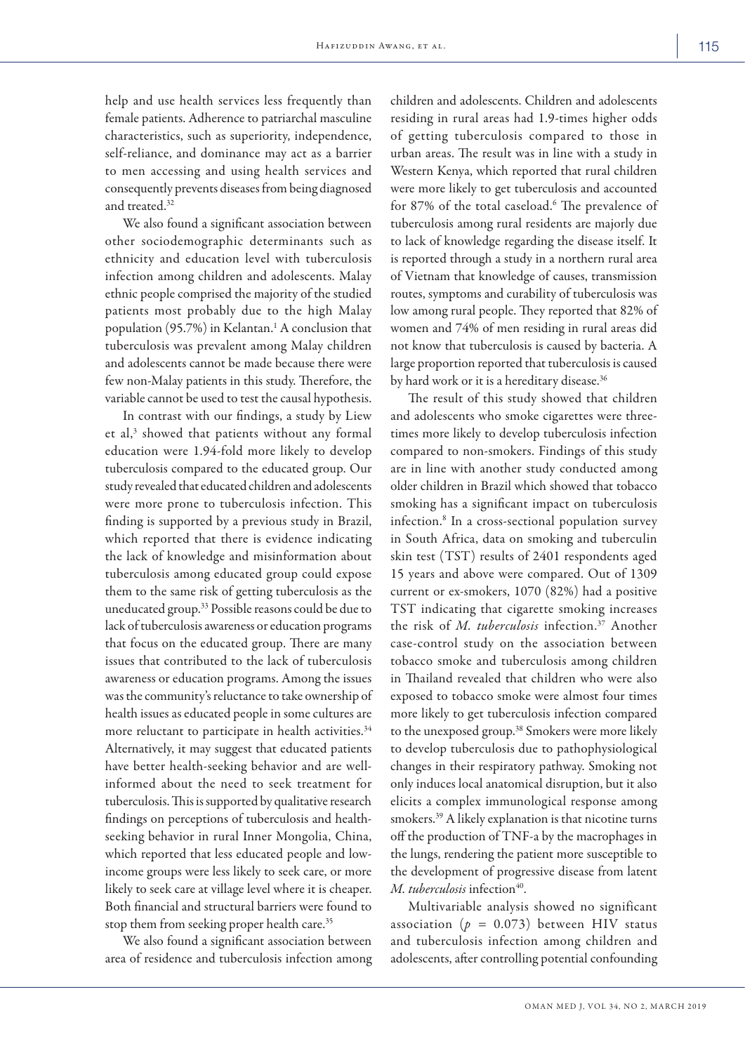help and use health services less frequently than female patients. Adherence to patriarchal masculine characteristics, such as superiority, independence, self-reliance, and dominance may act as a barrier to men accessing and using health services and consequently prevents diseases from being diagnosed and treated.[32]

We also found a significant association between other sociodemographic determinants such as ethnicity and education level with tuberculosis infection among children and adolescents. Malay ethnic people comprised the majority of the studied patients most probably due to the high Malay population (95.7%) in Kelantan.[1] A conclusion that tuberculosis was prevalent among Malay children and adolescents cannot be made because there were few non-Malay patients in this study. Therefore, the variable cannot be used to test the causal hypothesis.

In contrast with our findings, a study by Liew et al,[3] showed that patients without any formal education were 1.94-fold more likely to develop tuberculosis compared to the educated group. Our study revealed that educated children and adolescents were more prone to tuberculosis infection. This finding is supported by a previous study in Brazil, which reported that there is evidence indicating the lack of knowledge and misinformation about tuberculosis among educated group could expose them to the same risk of getting tuberculosis as the uneducated group.[33] Possible reasons could be due to lack of tuberculosis awareness or education programs that focus on the educated group. There are many issues that contributed to the lack of tuberculosis awareness or education programs. Among the issues was the community's reluctance to take ownership of health issues as educated people in some cultures are more reluctant to participate in health activities.[34] Alternatively, it may suggest that educated patients have better health-seeking behavior and are well-informed about the need to seek treatment for tuberculosis. This is supported by qualitative research findings on perceptions of tuberculosis and health-seeking behavior in rural Inner Mongolia, China, which reported that less educated people and low-income groups were less likely to seek care, or more likely to seek care at village level where it is cheaper. Both financial and structural barriers were found to stop them from seeking proper health care.[35]

We also found a significant association between area of residence and tuberculosis infection among children and adolescents. Children and adolescents residing in rural areas had 1.9-times higher odds of getting tuberculosis compared to those in urban areas. The result was in line with a study in Western Kenya, which reported that rural children were more likely to get tuberculosis and accounted for 87% of the total caseload.[6] The prevalence of tuberculosis among rural residents are majorly due to lack of knowledge regarding the disease itself. It is reported through a study in a northern rural area of Vietnam that knowledge of causes, transmission routes, symptoms and curability of tuberculosis was low among rural people. They reported that 82% of women and 74% of men residing in rural areas did not know that tuberculosis is caused by bacteria. A large proportion reported that tuberculosis is caused by hard work or it is a hereditary disease.[36]

The result of this study showed that children and adolescents who smoke cigarettes were three-times more likely to develop tuberculosis infection compared to non-smokers. Findings of this study are in line with another study conducted among older children in Brazil which showed that tobacco smoking has a significant impact on tuberculosis infection.[8] In a cross-sectional population survey in South Africa, data on smoking and tuberculin skin test (TST) results of 2401 respondents aged 15 years and above were compared. Out of 1309 current or ex-smokers, 1070 (82%) had a positive TST indicating that cigarette smoking increases the risk of *M. tuberculosis* infection.[37] Another case-control study on the association between tobacco smoke and tuberculosis among children in Thailand revealed that children who were also exposed to tobacco smoke were almost four times more likely to get tuberculosis infection compared to the unexposed group.[38] Smokers were more likely to develop tuberculosis due to pathophysiological changes in their respiratory pathway. Smoking not only induces local anatomical disruption, but it also elicits a complex immunological response among smokers.[39] A likely explanation is that nicotine turns off the production of TNF-a by the macrophages in the lungs, rendering the patient more susceptible to the development of progressive disease from latent *M. tuberculosis* infection[40].

Multivariable analysis showed no significant association ($p = 0.073$) between HIV status and tuberculosis infection among children and adolescents, after controlling potential confounding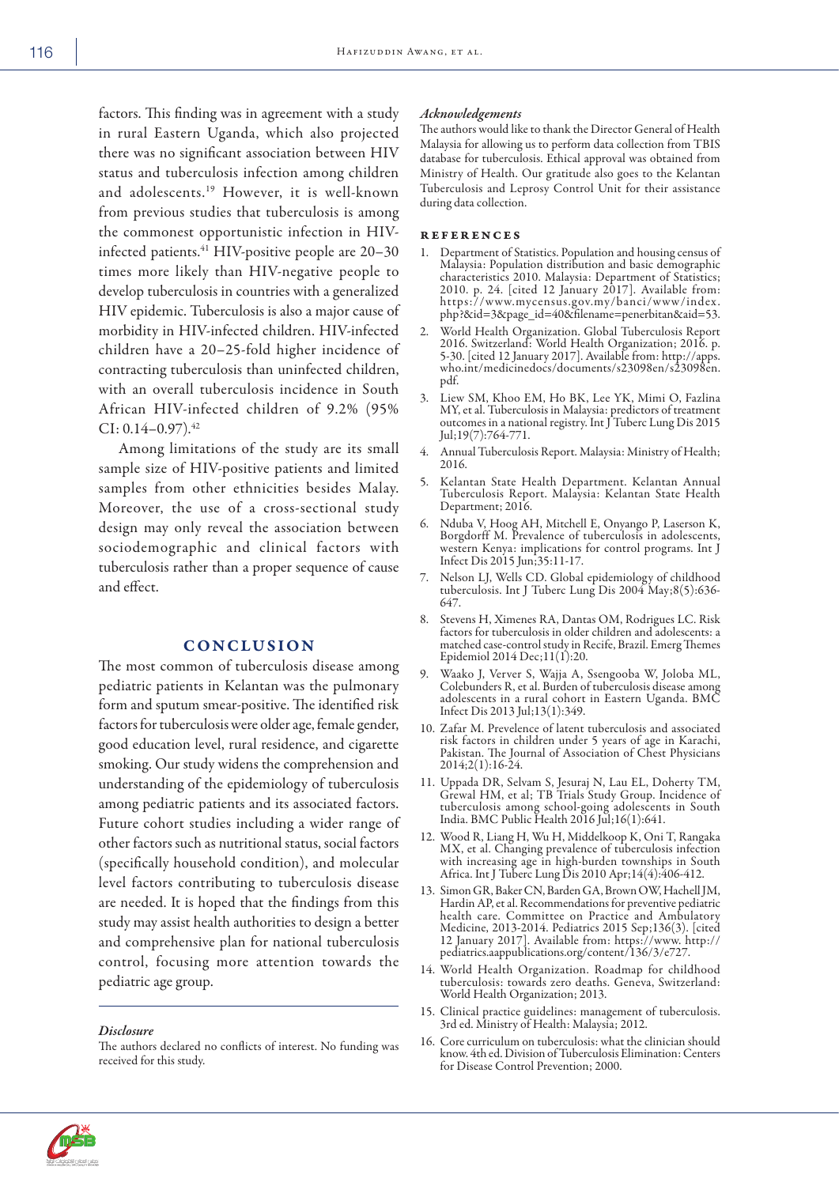factors. This finding was in agreement with a study in rural Eastern Uganda, which also projected there was no significant association between HIV status and tuberculosis infection among children and adolescents.[19] However, it is well-known from previous studies that tuberculosis is among the commonest opportunistic infection in HIV-infected patients.[41] HIV-positive people are 20–30 times more likely than HIV-negative people to develop tuberculosis in countries with a generalized HIV epidemic. Tuberculosis is also a major cause of morbidity in HIV-infected children. HIV-infected children have a 20–25-fold higher incidence of contracting tuberculosis than uninfected children, with an overall tuberculosis incidence in South African HIV-infected children of 9.2% (95% CI: 0.14–0.97).[42]

Among limitations of the study are its small sample size of HIV-positive patients and limited samples from other ethnicities besides Malay. Moreover, the use of a cross-sectional study design may only reveal the association between sociodemographic and clinical factors with tuberculosis rather than a proper sequence of cause and effect.

## CONCLUSION

The most common of tuberculosis disease among pediatric patients in Kelantan was the pulmonary form and sputum smear-positive. The identified risk factors for tuberculosis were older age, female gender, good education level, rural residence, and cigarette smoking. Our study widens the comprehension and understanding of the epidemiology of tuberculosis among pediatric patients and its associated factors. Future cohort studies including a wider range of other factors such as nutritional status, social factors (specifically household condition), and molecular level factors contributing to tuberculosis disease are needed. It is hoped that the findings from this study may assist health authorities to design a better and comprehensive plan for national tuberculosis control, focusing more attention towards the pediatric age group.

### *Disclosure*

The authors declared no conflicts of interest. No funding was received for this study.

### *Acknowledgements*

The authors would like to thank the Director General of Health Malaysia for allowing us to perform data collection from TBIS database for tuberculosis. Ethical approval was obtained from Ministry of Health. Our gratitude also goes to the Kelantan Tuberculosis and Leprosy Control Unit for their assistance during data collection.

## REFERENCES

1. Department of Statistics. Population and housing census of Malaysia: Population distribution and basic demographic characteristics 2010. Malaysia: Department of Statistics; 2010. p. 24. [cited 12 January 2017]. Available from: https://www.mycensus.gov.my/banci/www/index.php?&id=3&page_id=40&filename=penerbitan&aid=53.
2. World Health Organization. Global Tuberculosis Report 2016. Switzerland: World Health Organization; 2016. p. 5-30. [cited 12 January 2017]. Available from: http://apps.who.int/medicinedocs/documents/s23098en/s23098en.pdf.
3. Liew SM, Khoo EM, Ho BK, Lee YK, Mimi O, Fazlina MY, et al. Tuberculosis in Malaysia: predictors of treatment outcomes in a national registry. Int J Tuberc Lung Dis 2015 Jul;19(7):764-771.
4. Annual Tuberculosis Report. Malaysia: Ministry of Health; 2016.
5. Kelantan State Health Department. Kelantan Annual Tuberculosis Report. Malaysia: Kelantan State Health Department; 2016.
6. Nduba V, Hoog AH, Mitchell E, Onyango P, Laserson K, Borgdorff M. Prevalence of tuberculosis in adolescents, western Kenya: implications for control programs. Int J Infect Dis 2015 Jun;35:11-17.
7. Nelson LJ, Wells CD. Global epidemiology of childhood tuberculosis. Int J Tuberc Lung Dis 2004 May;8(5):636-647.
8. Stevens H, Ximenes RA, Dantas OM, Rodrigues LC. Risk factors for tuberculosis in older children and adolescents: a matched case-control study in Recife, Brazil. Emerg Themes Epidemiol 2014 Dec;11(1):20.
9. Waako J, Verver S, Wajja A, Ssengooba W, Joloba ML, Colebunders R, et al. Burden of tuberculosis disease among adolescents in a rural cohort in Eastern Uganda. BMC Infect Dis 2013 Jul;13(1):349.
10. Zafar M. Prevelence of latent tuberculosis and associated risk factors in children under 5 years of age in Karachi, Pakistan. The Journal of Association of Chest Physicians 2014;2(1):16-24.
11. Uppada DR, Selvam S, Jesuraj N, Lau EL, Doherty TM, Grewal HM, et al; TB Trials Study Group. Incidence of tuberculosis among school-going adolescents in South India. BMC Public Health 2016 Jul;16(1):641.
12. Wood R, Liang H, Wu H, Middelkoop K, Oni T, Rangaka MX, et al. Changing prevalence of tuberculosis infection with increasing age in high-burden townships in South Africa. Int J Tuberc Lung Dis 2010 Apr;14(4):406-412.
13. Simon GR, Baker CN, Barden GA, Brown OW, Hachell JM, Hardin AP, et al. Recommendations for preventive pediatric health care. Committee on Practice and Ambulatory Medicine, 2013-2014. Pediatrics 2015 Sep;136(3). [cited 12 January 2017]. Available from: https://www. http://pediatrics.aappublications.org/content/136/3/e727.
14. World Health Organization. Roadmap for childhood tuberculosis: towards zero deaths. Geneva, Switzerland: World Health Organization; 2013.
15. Clinical practice guidelines: management of tuberculosis. 3rd ed. Ministry of Health: Malaysia; 2012.
16. Core curriculum on tuberculosis: what the clinician should know. 4th ed. Division of Tuberculosis Elimination: Centers for Disease Control Prevention; 2000.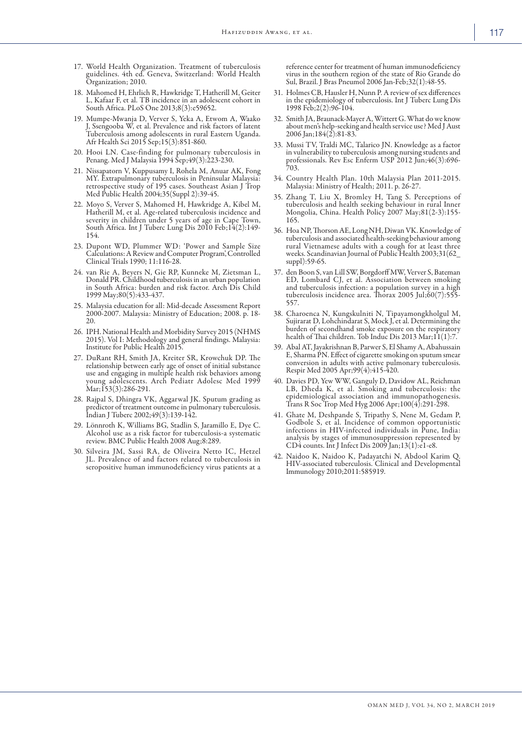17. World Health Organization. Treatment of tuberculosis guidelines. 4th ed. Geneva, Switzerland: World Health Organization; 2010.
18. Mahomed H, Ehrlich R, Hawkridge T, Hatherill M, Geiter L, Kafaar F, et al. TB incidence in an adolescent cohort in South Africa. PLoS One 2013;8(3):e59652.
19. Mumpe-Mwanja D, Verver S, Yeka A, Etwom A, Waako J, Ssengooba W, et al. Prevalence and risk factors of latent Tuberculosis among adolescents in rural Eastern Uganda. Afr Health Sci 2015 Sep;15(3):851-860.
20. Hooi LN. Case-finding for pulmonary tuberculosis in Penang. Med J Malaysia 1994 Sep;49(3):223-230.
21. Nissapatorn V, Kuppusamy I, Rohela M, Anuar AK, Fong MY. Extrapulmonary tuberculosis in Peninsular Malaysia: retrospective study of 195 cases. Southeast Asian J Trop Med Public Health 2004;35(Suppl 2):39-45.
22. Moyo S, Verver S, Mahomed H, Hawkridge A, Kibel M, Hatherill M, et al. Age-related tuberculosis incidence and severity in children under 5 years of age in Cape Town, South Africa. Int J Tuberc Lung Dis 2010 Feb;14(2):149-154.
23. Dupont WD, Plummer WD: 'Power and Sample Size Calculations: A Review and Computer Program', Controlled Clinical Trials 1990; 11:116-28.
24. van Rie A, Beyers N, Gie RP, Kunneke M, Zietsman L, Donald PR. Childhood tuberculosis in an urban population in South Africa: burden and risk factor. Arch Dis Child 1999 May;80(5):433-437.
25. Malaysia education for all: Mid-decade Assessment Report 2000-2007. Malaysia: Ministry of Education; 2008. p. 18-20.
26. IPH. National Health and Morbidity Survey 2015 (NHMS 2015). Vol I: Methodology and general findings. Malaysia: Institute for Public Health 2015.
27. DuRant RH, Smith JA, Kreiter SR, Krowchuk DP. The relationship between early age of onset of initial substance use and engaging in multiple health risk behaviors among young adolescents. Arch Pediatr Adolesc Med 1999 Mar;153(3):286-291.
28. Rajpal S, Dhingra VK, Aggarwal JK. Sputum grading as predictor of treatment outcome in pulmonary tuberculosis. Indian J Tuberc 2002;49(3):139-142.
29. Lönnroth K, Williams BG, Stadlin S, Jaramillo E, Dye C. Alcohol use as a risk factor for tuberculosis-a systematic review. BMC Public Health 2008 Aug;8:289.
30. Silveira JM, Sassi RA, de Oliveira Netto IC, Hetzel JL. Prevalence of and factors related to tuberculosis in seropositive human immunodeficiency virus patients at a reference center for treatment of human immunodeficiency virus in the southern region of the state of Rio Grande do Sul, Brazil. J Bras Pneumol 2006 Jan-Feb;32(1):48-55.
31. Holmes CB, Hausler H, Nunn P. A review of sex differences in the epidemiology of tuberculosis. Int J Tuberc Lung Dis 1998 Feb;2(2):96-104.
32. Smith JA, Braunack-Mayer A, Wittert G. What do we know about men's help-seeking and health service use? Med J Aust 2006 Jan;184(2):81-83.
33. Mussi TV, Traldi MC, Talarico JN. Knowledge as a factor in vulnerability to tuberculosis among nursing students and professionals. Rev Esc Enferm USP 2012 Jun;46(3):696-703.
34. Country Health Plan. 10th Malaysia Plan 2011-2015. Malaysia: Ministry of Health; 2011. p. 26-27.
35. Zhang T, Liu X, Bromley H, Tang S. Perceptions of tuberculosis and health seeking behaviour in rural Inner Mongolia, China. Health Policy 2007 May;81(2-3):155-165.
36. Hoa NP, Thorson AE, Long NH, Diwan VK. Knowledge of tuberculosis and associated health-seeking behaviour among rural Vietnamese adults with a cough for at least three weeks. Scandinavian Journal of Public Health 2003;31(62_suppl):59-65.
37. den Boon S, van Lill SW, Borgdorff MW, Verver S, Bateman ED, Lombard CJ, et al. Association between smoking and tuberculosis infection: a population survey in a high tuberculosis incidence area. Thorax 2005 Jul;60(7):555-557.
38. Charoenca N, Kungskulniti N, Tipayamongkholgul M, Sujirarat D, Lohchindarat S, Mock J, et al. Determining the burden of secondhand smoke exposure on the respiratory health of Thai children. Tob Induc Dis 2013 Mar;11(1):7.
39. Abal AT, Jayakrishnan B, Parwer S, El Shamy A, Abahussain E, Sharma PN. Effect of cigarette smoking on sputum smear conversion in adults with active pulmonary tuberculosis. Respir Med 2005 Apr;99(4):415-420.
40. Davies PD, Yew WW, Ganguly D, Davidow AL, Reichman LB, Dheda K, et al. Smoking and tuberculosis: the epidemiological association and immunopathogenesis. Trans R Soc Trop Med Hyg 2006 Apr;100(4):291-298.
41. Ghate M, Deshpande S, Tripathy S, Nene M, Gedam P, Godbole S, et al. Incidence of common opportunistic infections in HIV-infected individuals in Pune, India: analysis by stages of immunosuppression represented by CD4 counts. Int J Infect Dis 2009 Jan;13(1):e1-e8.
42. Naidoo K, Naidoo K, Padayatchi N, Abdool Karim Q. HIV-associated tuberculosis. Clinical and Developmental Immunology 2010;2011:585919.